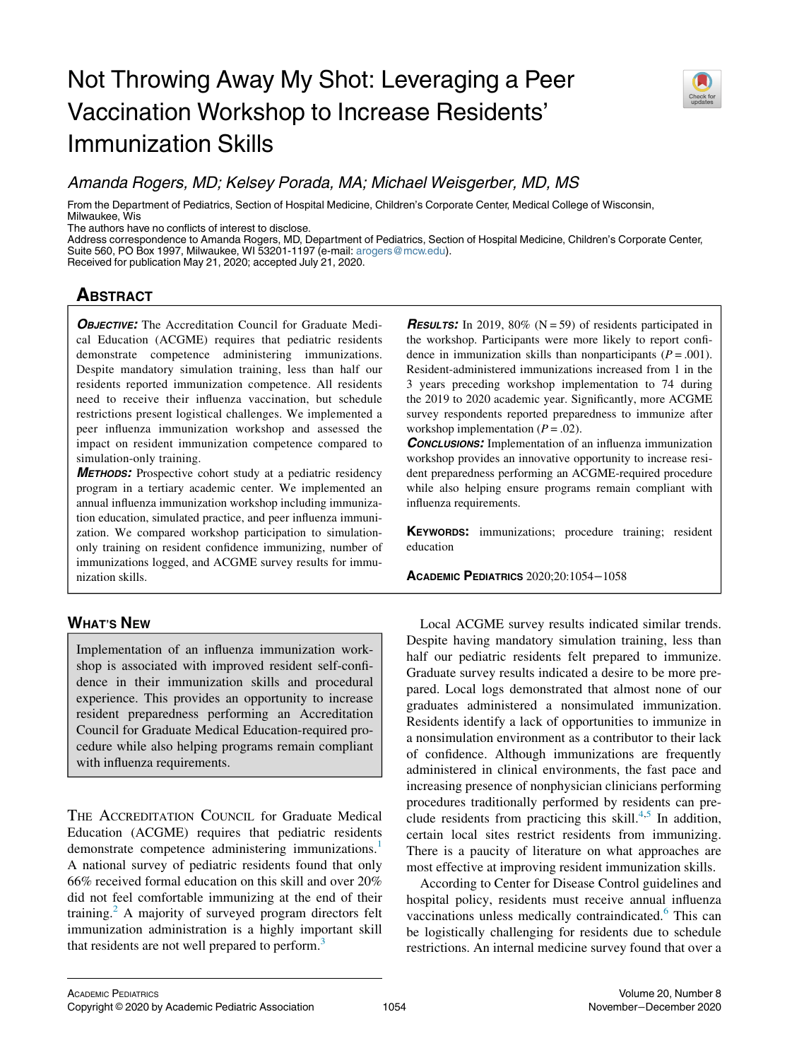# Not Throwing Away My Shot: Leveraging a Peer Vaccination Workshop to Increase Residents' Immunization Skills

*Amanda Rogers, MD; Kelsey Porada, MA; Michael Weisgerber, MD, MS*

From the Department of Pediatrics, Section of Hospital Medicine, Children's Corporate Center, Medical College of Wisconsin, Milwaukee, Wis

The authors have no conflicts of interest to disclose.

Address correspondence to Amanda Rogers, MD, Department of Pediatrics, Section of Hospital Medicine, Children's Corporate Center, Suite 560, PO Box 1997, Milwaukee, WI 53201-1197 (e-mail: arogers@mcw.edu).

Received for publication May 21, 2020; accepted July 21, 2020.

## Abstract

***Objective:*** The Accreditation Council for Graduate Medical Education (ACGME) requires that pediatric residents demonstrate competence administering immunizations. Despite mandatory simulation training, less than half our residents reported immunization competence. All residents need to receive their influenza vaccination, but schedule restrictions present logistical challenges. We implemented a peer influenza immunization workshop and assessed the impact on resident immunization competence compared to simulation-only training.

***Methods:*** Prospective cohort study at a pediatric residency program in a tertiary academic center. We implemented an annual influenza immunization workshop including immunization education, simulated practice, and peer influenza immunization. We compared workshop participation to simulation-only training on resident confidence immunizing, number of immunizations logged, and ACGME survey results for immunization skills.

***Results:*** In 2019, 80% (N = 59) of residents participated in the workshop. Participants were more likely to report confidence in immunization skills than nonparticipants ($P = .001$). Resident-administered immunizations increased from 1 in the 3 years preceding workshop implementation to 74 during the 2019 to 2020 academic year. Significantly, more ACGME survey respondents reported preparedness to immunize after workshop implementation ($P = .02$).

***Conclusions:*** Implementation of an influenza immunization workshop provides an innovative opportunity to increase resident preparedness performing an ACGME-required procedure while also helping ensure programs remain compliant with influenza requirements.

**Keywords:** immunizations; procedure training; resident education

## What's New

Implementation of an influenza immunization workshop is associated with improved resident self-confidence in their immunization skills and procedural experience. This provides an opportunity to increase resident preparedness performing an Accreditation Council for Graduate Medical Education-required procedure while also helping programs remain compliant with influenza requirements.

The Accreditation Council for Graduate Medical Education (ACGME) requires that pediatric residents demonstrate competence administering immunizations.[1] A national survey of pediatric residents found that only 66% received formal education on this skill and over 20% did not feel comfortable immunizing at the end of their training.[2] A majority of surveyed program directors felt immunization administration is a highly important skill that residents are not well prepared to perform.[3]

Local ACGME survey results indicated similar trends. Despite having mandatory simulation training, less than half our pediatric residents felt prepared to immunize. Graduate survey results indicated a desire to be more prepared. Local logs demonstrated that almost none of our graduates administered a nonsimulated immunization. Residents identify a lack of opportunities to immunize in a nonsimulation environment as a contributor to their lack of confidence. Although immunizations are frequently administered in clinical environments, the fast pace and increasing presence of nonphysician clinicians performing procedures traditionally performed by residents can preclude residents from practicing this skill.[4,5] In addition, certain local sites restrict residents from immunizing. There is a paucity of literature on what approaches are most effective at improving resident immunization skills.

According to Center for Disease Control guidelines and hospital policy, residents must receive annual influenza vaccinations unless medically contraindicated.[6] This can be logistically challenging for residents due to schedule restrictions. An internal medicine survey found that over a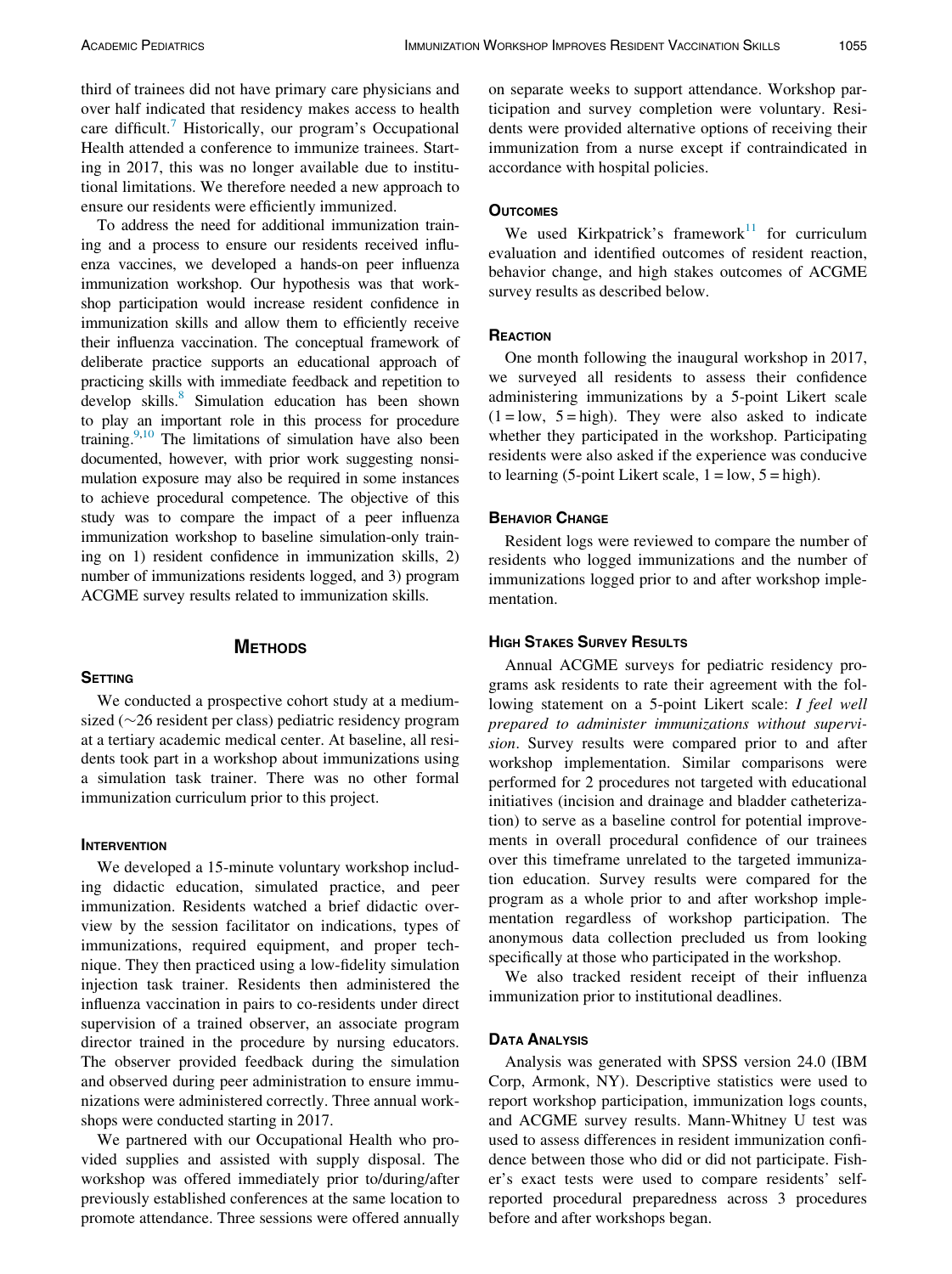third of trainees did not have primary care physicians and over half indicated that residency makes access to health care difficult.[7] Historically, our program's Occupational Health attended a conference to immunize trainees. Starting in 2017, this was no longer available due to institutional limitations. We therefore needed a new approach to ensure our residents were efficiently immunized.

To address the need for additional immunization training and a process to ensure our residents received influenza vaccines, we developed a hands-on peer influenza immunization workshop. Our hypothesis was that workshop participation would increase resident confidence in immunization skills and allow them to efficiently receive their influenza vaccination. The conceptual framework of deliberate practice supports an educational approach of practicing skills with immediate feedback and repetition to develop skills.[8] Simulation education has been shown to play an important role in this process for procedure training.[9,10] The limitations of simulation have also been documented, however, with prior work suggesting nonsimulation exposure may also be required in some instances to achieve procedural competence. The objective of this study was to compare the impact of a peer influenza immunization workshop to baseline simulation-only training on 1) resident confidence in immunization skills, 2) number of immunizations residents logged, and 3) program ACGME survey results related to immunization skills.

# Methods

## Setting

We conducted a prospective cohort study at a medium-sized (~26 resident per class) pediatric residency program at a tertiary academic medical center. At baseline, all residents took part in a workshop about immunizations using a simulation task trainer. There was no other formal immunization curriculum prior to this project.

## Intervention

We developed a 15-minute voluntary workshop including didactic education, simulated practice, and peer immunization. Residents watched a brief didactic overview by the session facilitator on indications, types of immunizations, required equipment, and proper technique. They then practiced using a low-fidelity simulation injection task trainer. Residents then administered the influenza vaccination in pairs to co-residents under direct supervision of a trained observer, an associate program director trained in the procedure by nursing educators. The observer provided feedback during the simulation and observed during peer administration to ensure immunizations were administered correctly. Three annual workshops were conducted starting in 2017.

We partnered with our Occupational Health who provided supplies and assisted with supply disposal. The workshop was offered immediately prior to/during/after previously established conferences at the same location to promote attendance. Three sessions were offered annually on separate weeks to support attendance. Workshop participation and survey completion were voluntary. Residents were provided alternative options of receiving their immunization from a nurse except if contraindicated in accordance with hospital policies.

## Outcomes

We used Kirkpatrick's framework[11] for curriculum evaluation and identified outcomes of resident reaction, behavior change, and high stakes outcomes of ACGME survey results as described below.

## Reaction

One month following the inaugural workshop in 2017, we surveyed all residents to assess their confidence administering immunizations by a 5-point Likert scale (1 = low, 5 = high). They were also asked to indicate whether they participated in the workshop. Participating residents were also asked if the experience was conducive to learning (5-point Likert scale, 1 = low, 5 = high).

## Behavior Change

Resident logs were reviewed to compare the number of residents who logged immunizations and the number of immunizations logged prior to and after workshop implementation.

## High Stakes Survey Results

Annual ACGME surveys for pediatric residency programs ask residents to rate their agreement with the following statement on a 5-point Likert scale: *I feel well prepared to administer immunizations without supervision*. Survey results were compared prior to and after workshop implementation. Similar comparisons were performed for 2 procedures not targeted with educational initiatives (incision and drainage and bladder catheterization) to serve as a baseline control for potential improvements in overall procedural confidence of our trainees over this timeframe unrelated to the targeted immunization education. Survey results were compared for the program as a whole prior to and after workshop implementation regardless of workshop participation. The anonymous data collection precluded us from looking specifically at those who participated in the workshop.

We also tracked resident receipt of their influenza immunization prior to institutional deadlines.

## Data Analysis

Analysis was generated with SPSS version 24.0 (IBM Corp, Armonk, NY). Descriptive statistics were used to report workshop participation, immunization logs counts, and ACGME survey results. Mann-Whitney U test was used to assess differences in resident immunization confidence between those who did or did not participate. Fisher's exact tests were used to compare residents' self-reported procedural preparedness across 3 procedures before and after workshops began.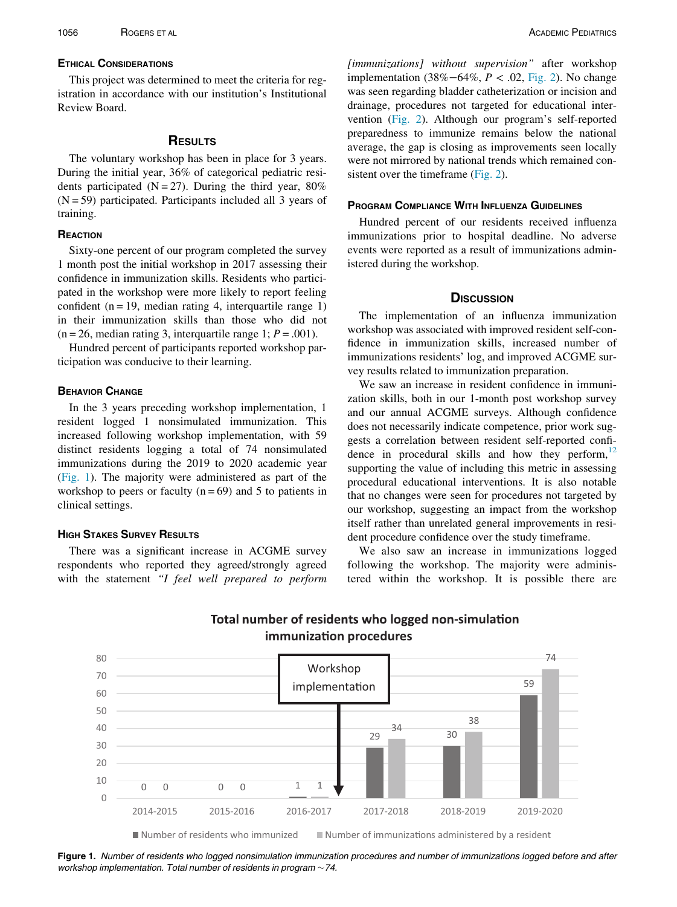## Ethical Considerations

This project was determined to meet the criteria for registration in accordance with our institution's Institutional Review Board.

## Results

The voluntary workshop has been in place for 3 years. During the initial year, 36% of categorical pediatric residents participated (N = 27). During the third year, 80% (N = 59) participated. Participants included all 3 years of training.

### Reaction

Sixty-one percent of our program completed the survey 1 month post the initial workshop in 2017 assessing their confidence in immunization skills. Residents who participated in the workshop were more likely to report feeling confident (n = 19, median rating 4, interquartile range 1) in their immunization skills than those who did not (n = 26, median rating 3, interquartile range 1; $P = .001$).

Hundred percent of participants reported workshop participation was conducive to their learning.

### Behavior Change

In the 3 years preceding workshop implementation, 1 resident logged 1 nonsimulated immunization. This increased following workshop implementation, with 59 distinct residents logging a total of 74 nonsimulated immunizations during the 2019 to 2020 academic year (Fig. 1). The majority were administered as part of the workshop to peers or faculty (n = 69) and 5 to patients in clinical settings.

### High Stakes Survey Results

There was a significant increase in ACGME survey respondents who reported they agreed/strongly agreed with the statement *"I feel well prepared to perform [immunizations] without supervision"* after workshop implementation (38%−64%, $P < .02$, Fig. 2). No change was seen regarding bladder catheterization or incision and drainage, procedures not targeted for educational intervention (Fig. 2). Although our program's self-reported preparedness to immunize remains below the national average, the gap is closing as improvements seen locally were not mirrored by national trends which remained consistent over the timeframe (Fig. 2).

### Program Compliance With Influenza Guidelines

Hundred percent of our residents received influenza immunizations prior to hospital deadline. No adverse events were reported as a result of immunizations administered during the workshop.

## Discussion

The implementation of an influenza immunization workshop was associated with improved resident self-confidence in immunization skills, increased number of immunizations residents' log, and improved ACGME survey results related to immunization preparation.

We saw an increase in resident confidence in immunization skills, both in our 1-month post workshop survey and our annual ACGME surveys. Although confidence does not necessarily indicate competence, prior work suggests a correlation between resident self-reported confidence in procedural skills and how they perform,[12] supporting the value of including this metric in assessing procedural educational interventions. It is also notable that no changes were seen for procedures not targeted by our workshop, suggesting an impact from the workshop itself rather than unrelated general improvements in resident procedure confidence over the study timeframe.

We also saw an increase in immunizations logged following the workshop. The majority were administered within the workshop. It is possible there are

**Total number of residents who logged non-simulation immunization procedures**

| Academic year | Number of residents who immunized | Number of immunizations administered by a resident |
|---|---|---|
| 2014-2015 | 0 | 0 |
| 2015-2016 | 0 | 0 |
| 2016-2017 | 1 | 1 |
| 2017-2018 | 29 | 34 |
| 2018-2019 | 30 | 38 |
| 2019-2020 | 59 | 74 |

(Workshop implementation marked at end of 2016-2017.)

**Figure 1.** *Number of residents who logged nonsimulation immunization procedures and number of immunizations logged before and after workshop implementation. Total number of residents in program ~74.*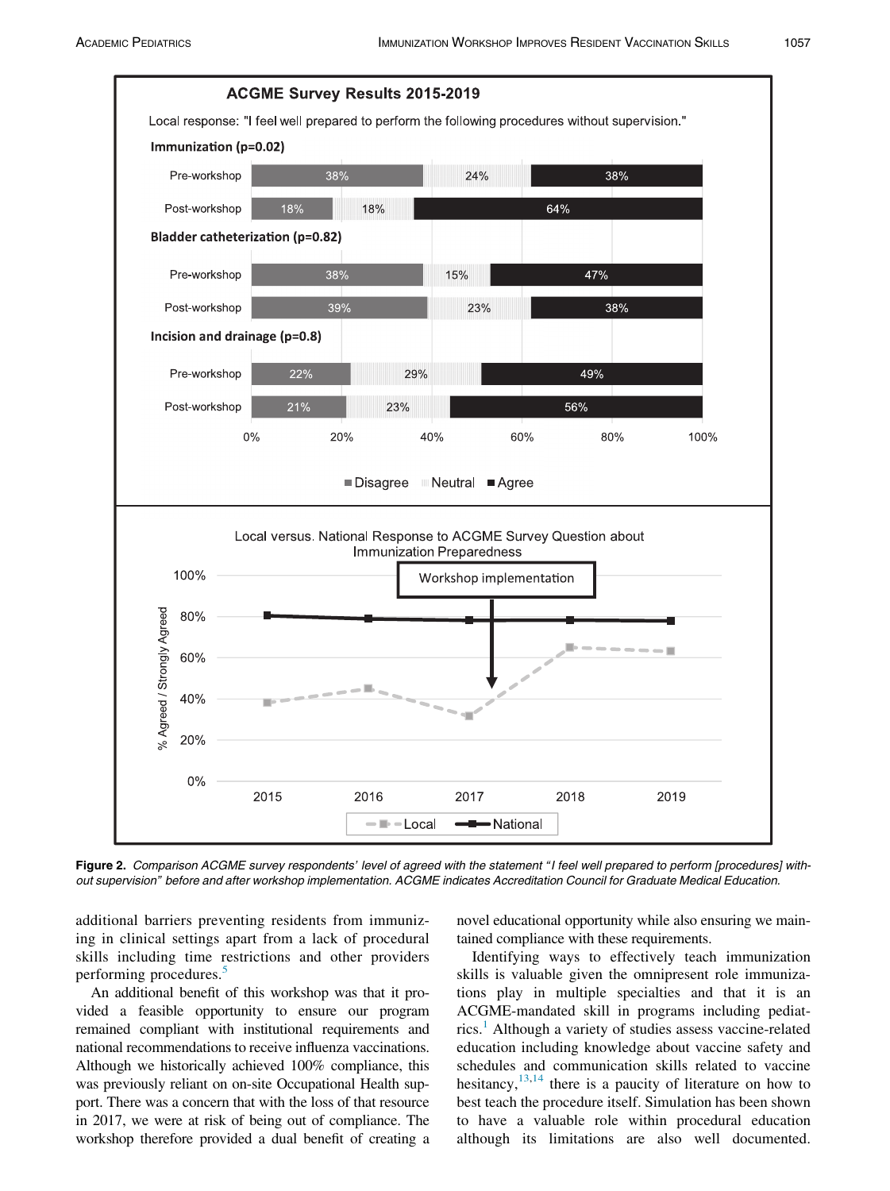**Figure 2.** *Comparison ACGME survey respondents' level of agreed with the statement "I feel well prepared to perform [procedures] without supervision" before and after workshop implementation. ACGME indicates Accreditation Council for Graduate Medical Education.*

additional barriers preventing residents from immunizing in clinical settings apart from a lack of procedural skills including time restrictions and other providers performing procedures.[5]

An additional benefit of this workshop was that it provided a feasible opportunity to ensure our program remained compliant with institutional requirements and national recommendations to receive influenza vaccinations. Although we historically achieved 100% compliance, this was previously reliant on on-site Occupational Health support. There was a concern that with the loss of that resource in 2017, we were at risk of being out of compliance. The workshop therefore provided a dual benefit of creating a novel educational opportunity while also ensuring we maintained compliance with these requirements.

Identifying ways to effectively teach immunization skills is valuable given the omnipresent role immunizations play in multiple specialties and that it is an ACGME-mandated skill in programs including pediatrics.[1] Although a variety of studies assess vaccine-related education including knowledge about vaccine safety and schedules and communication skills related to vaccine hesitancy,[13,14] there is a paucity of literature on how to best teach the procedure itself. Simulation has been shown to have a valuable role within procedural education although its limitations are also well documented.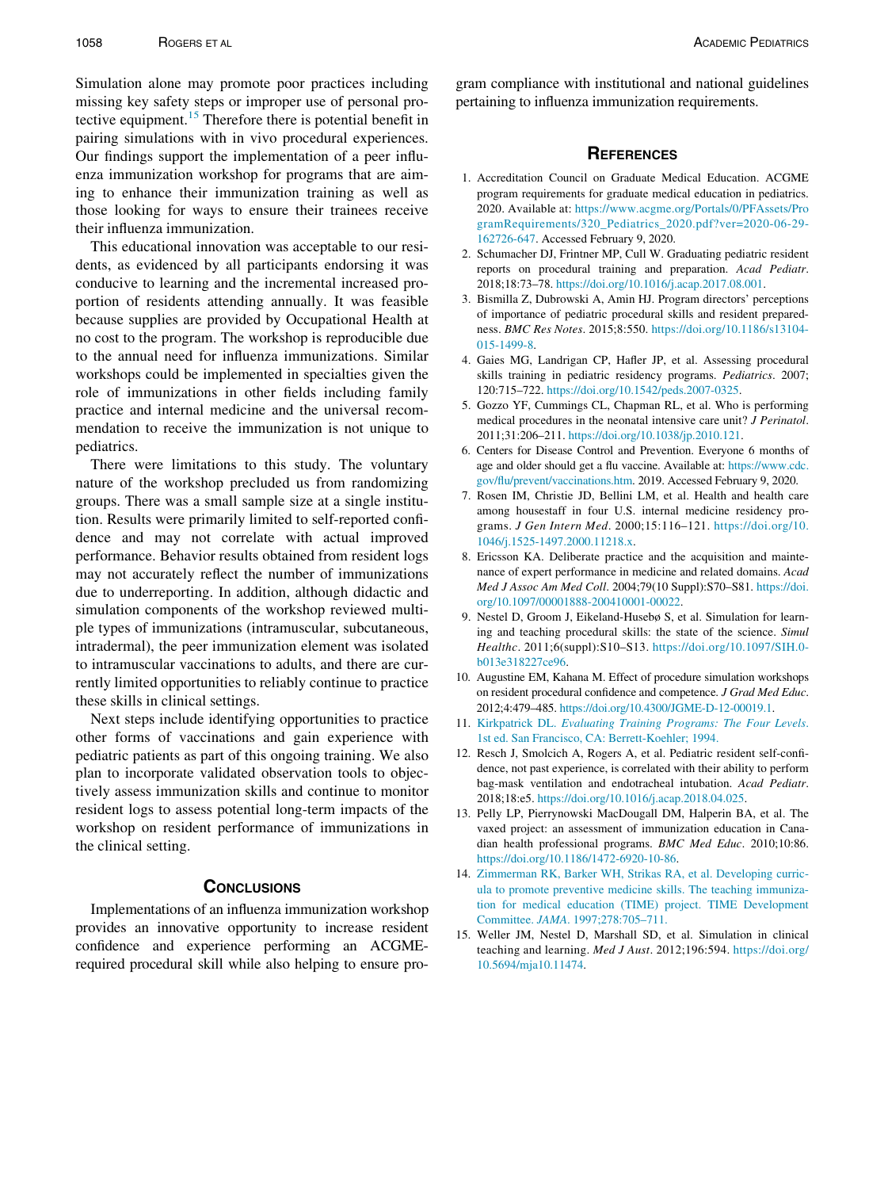Simulation alone may promote poor practices including missing key safety steps or improper use of personal protective equipment.[15] Therefore there is potential benefit in pairing simulations with in vivo procedural experiences. Our findings support the implementation of a peer influenza immunization workshop for programs that are aiming to enhance their immunization training as well as those looking for ways to ensure their trainees receive their influenza immunization.

This educational innovation was acceptable to our residents, as evidenced by all participants endorsing it was conducive to learning and the incremental increased proportion of residents attending annually. It was feasible because supplies are provided by Occupational Health at no cost to the program. The workshop is reproducible due to the annual need for influenza immunizations. Similar workshops could be implemented in specialties given the role of immunizations in other fields including family practice and internal medicine and the universal recommendation to receive the immunization is not unique to pediatrics.

There were limitations to this study. The voluntary nature of the workshop precluded us from randomizing groups. There was a small sample size at a single institution. Results were primarily limited to self-reported confidence and may not correlate with actual improved performance. Behavior results obtained from resident logs may not accurately reflect the number of immunizations due to underreporting. In addition, although didactic and simulation components of the workshop reviewed multiple types of immunizations (intramuscular, subcutaneous, intradermal), the peer immunization element was isolated to intramuscular vaccinations to adults, and there are currently limited opportunities to reliably continue to practice these skills in clinical settings.

Next steps include identifying opportunities to practice other forms of vaccinations and gain experience with pediatric patients as part of this ongoing training. We also plan to incorporate validated observation tools to objectively assess immunization skills and continue to monitor resident logs to assess potential long-term impacts of the workshop on resident performance of immunizations in the clinical setting.

## Conclusions

Implementations of an influenza immunization workshop provides an innovative opportunity to increase resident confidence and experience performing an ACGME-required procedural skill while also helping to ensure program compliance with institutional and national guidelines pertaining to influenza immunization requirements.

## References

1. Accreditation Council on Graduate Medical Education. ACGME program requirements for graduate medical education in pediatrics. 2020. Available at: https://www.acgme.org/Portals/0/PFAssets/ProgramRequirements/320_Pediatrics_2020.pdf?ver=2020-06-29-162726-647. Accessed February 9, 2020.
2. Schumacher DJ, Frintner MP, Cull W. Graduating pediatric resident reports on procedural training and preparation. *Acad Pediatr*. 2018;18:73–78. https://doi.org/10.1016/j.acap.2017.08.001.
3. Bismilla Z, Dubrowski A, Amin HJ. Program directors' perceptions of importance of pediatric procedural skills and resident preparedness. *BMC Res Notes*. 2015;8:550. https://doi.org/10.1186/s13104-015-1499-8.
4. Gaies MG, Landrigan CP, Hafler JP, et al. Assessing procedural skills training in pediatric residency programs. *Pediatrics*. 2007;120:715–722. https://doi.org/10.1542/peds.2007-0325.
5. Gozzo YF, Cummings CL, Chapman RL, et al. Who is performing medical procedures in the neonatal intensive care unit? *J Perinatol*. 2011;31:206–211. https://doi.org/10.1038/jp.2010.121.
6. Centers for Disease Control and Prevention. Everyone 6 months of age and older should get a flu vaccine. Available at: https://www.cdc.gov/flu/prevent/vaccinations.htm. 2019. Accessed February 9, 2020.
7. Rosen IM, Christie JD, Bellini LM, et al. Health and health care among housestaff in four U.S. internal medicine residency programs. *J Gen Intern Med*. 2000;15:116–121. https://doi.org/10.1046/j.1525-1497.2000.11218.x.
8. Ericsson KA. Deliberate practice and the acquisition and maintenance of expert performance in medicine and related domains. *Acad Med J Assoc Am Med Coll*. 2004;79(10 Suppl):S70–S81. https://doi.org/10.1097/00001888-200410001-00022.
9. Nestel D, Groom J, Eikeland-Husebø S, et al. Simulation for learning and teaching procedural skills: the state of the science. *Simul Healthc*. 2011;6(suppl):S10–S13. https://doi.org/10.1097/SIH.0b013e318227ce96.
10. Augustine EM, Kahana M. Effect of procedure simulation workshops on resident procedural confidence and competence. *J Grad Med Educ*. 2012;4:479–485. https://doi.org/10.4300/JGME-D-12-00019.1.
11. Kirkpatrick DL. *Evaluating Training Programs: The Four Levels*. 1st ed. San Francisco, CA: Berrett-Koehler; 1994.
12. Resch J, Smolcich A, Rogers A, et al. Pediatric resident self-confidence, not past experience, is correlated with their ability to perform bag-mask ventilation and endotracheal intubation. *Acad Pediatr*. 2018;18:e5. https://doi.org/10.1016/j.acap.2018.04.025.
13. Pelly LP, Pierrynowski MacDougall DM, Halperin BA, et al. The vaxed project: an assessment of immunization education in Canadian health professional programs. *BMC Med Educ*. 2010;10:86. https://doi.org/10.1186/1472-6920-10-86.
14. Zimmerman RK, Barker WH, Strikas RA, et al. Developing curricula to promote preventive medicine skills. The teaching immunization for medical education (TIME) project. TIME Development Committee. *JAMA*. 1997;278:705–711.
15. Weller JM, Nestel D, Marshall SD, et al. Simulation in clinical teaching and learning. *Med J Aust*. 2012;196:594. https://doi.org/10.5694/mja10.11474.